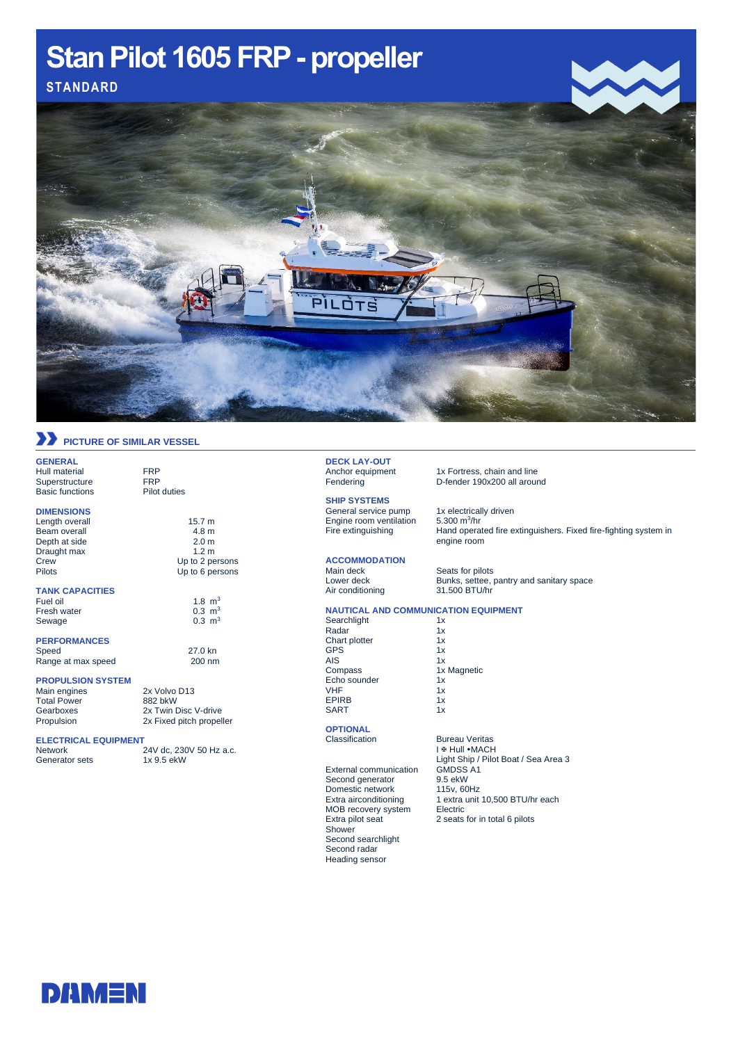# Stan Pilot 1605 FRP - propeller

**STANDARD**

PICTURE OF SIMILAR VESSEL

### GENERAL

| | |
|---|---|
| Hull material | FRP |
| Superstructure | FRP |
| Basic functions | Pilot duties |

### DIMENSIONS

| | |
|---|---|
| Length overall | 15.7 m |
| Beam overall | 4.8 m |
| Depth at side | 2.0 m |
| Draught max | 1.2 m |
| Crew | Up to 2 persons |
| Pilots | Up to 6 persons |

### TANK CAPACITIES

| | |
|---|---|
| Fuel oil | 1.8 $m^3$ |
| Fresh water | 0.3 $m^3$ |
| Sewage | 0.3 $m^3$ |

### PERFORMANCES

| | |
|---|---|
| Speed | 27.0 kn |
| Range at max speed | 200 nm |

### PROPULSION SYSTEM

| | |
|---|---|
| Main engines | 2x Volvo D13 |
| Total Power | 882 bkW |
| Gearboxes | 2x Twin Disc V-drive |
| Propulsion | 2x Fixed pitch propeller |

### ELECTRICAL EQUIPMENT

| | |
|---|---|
| Network | 24V dc, 230V 50 Hz a.c. |
| Generator sets | 1x 9.5 ekW |

### DECK LAY-OUT

| | |
|---|---|
| Anchor equipment | 1x Fortress, chain and line |
| Fendering | D-fender 190x200 all around |

### SHIP SYSTEMS

| | |
|---|---|
| General service pump | 1x electrically driven |
| Engine room ventilation | 5.300 $m^3$/hr |
| Fire extinguishing | Hand operated fire extinguishers. Fixed fire-fighting system in engine room |

### ACCOMMODATION

| | |
|---|---|
| Main deck | Seats for pilots |
| Lower deck | Bunks, settee, pantry and sanitary space |
| Air conditioning | 31.500 BTU/hr |

### NAUTICAL AND COMMUNICATION EQUIPMENT

| | |
|---|---|
| Searchlight | 1x |
| Radar | 1x |
| Chart plotter | 1x |
| GPS | 1x |
| AIS | 1x |
| Compass | 1x Magnetic |
| Echo sounder | 1x |
| VHF | 1x |
| EPIRB | 1x |
| SART | 1x |

### OPTIONAL

| | |
|---|---|
| Classification | Bureau Veritas<br>I ✠ Hull •MACH<br>Light Ship / Pilot Boat / Sea Area 3 |
| External communication | GMDSS A1 |
| Second generator | 9.5 ekW |
| Domestic network | 115v, 60Hz |
| Extra airconditioning | 1 extra unit 10,500 BTU/hr each |
| MOB recovery system | Electric |
| Extra pilot seat | 2 seats for in total 6 pilots |
| Shower | |
| Second searchlight | |
| Second radar | |
| Heading sensor | |

DAMEN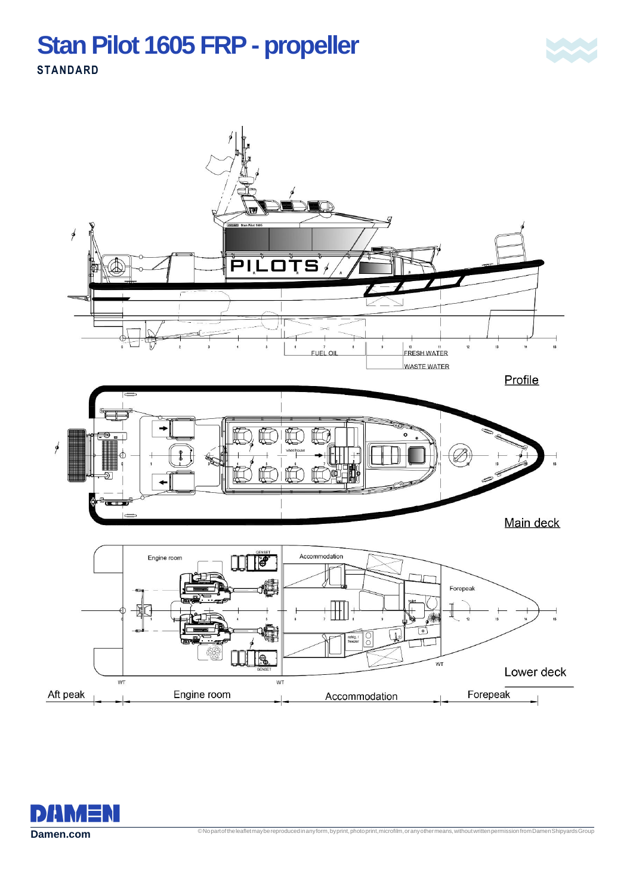# Stan Pilot 1605 FRP - propeller

**STANDARD**

PILOTS

FUEL OIL

FRESH WATER

WASTE WATER

Profile

Main deck

Engine room

GENSET

Accommodation

Forepeak

Lower deck

Aft peak

Engine room

Accommodation

Forepeak

Damen.com

©No part of the leaflet may be reproduced in any form, by print, photoprint, microfilm, or any other means, without written permission from Damen Shipyards Group